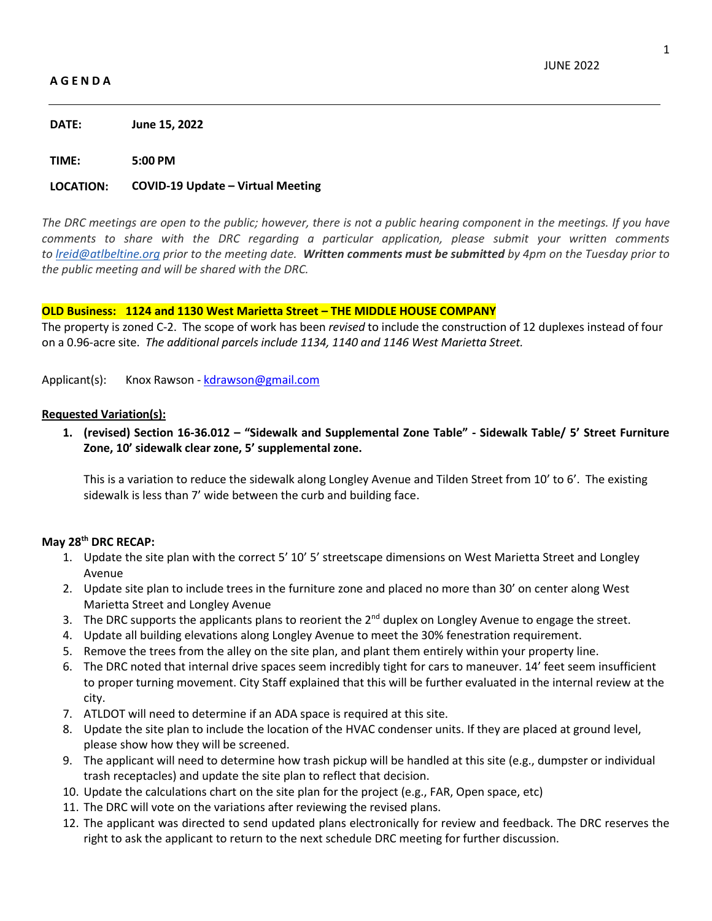JUNE 2022

**A G E N D A**

---

**DATE:** **June 15, 2022**

**TIME:** **5:00 PM**

**LOCATION:** **COVID-19 Update – Virtual Meeting**

*The DRC meetings are open to the public; however, there is not a public hearing component in the meetings. If you have comments to share with the DRC regarding a particular application, please submit your written comments to [lreid@atlbeltine.org](mailto:lreid@atlbeltine.org) prior to the meeting date. **Written comments must be submitted** by 4pm on the Tuesday prior to the public meeting and will be shared with the DRC.*

**OLD Business: 1124 and 1130 West Marietta Street – THE MIDDLE HOUSE COMPANY**

The property is zoned C-2. The scope of work has been *revised* to include the construction of 12 duplexes instead of four on a 0.96-acre site. *The additional parcels include 1134, 1140 and 1146 West Marietta Street.*

Applicant(s): Knox Rawson - [kdrawson@gmail.com](mailto:kdrawson@gmail.com)

**Requested Variation(s):**

1. **(revised) Section 16-36.012 – "Sidewalk and Supplemental Zone Table" - Sidewalk Table/ 5' Street Furniture Zone, 10' sidewalk clear zone, 5' supplemental zone.**

   This is a variation to reduce the sidewalk along Longley Avenue and Tilden Street from 10' to 6'. The existing sidewalk is less than 7' wide between the curb and building face.

**May 28th DRC RECAP:**

1. Update the site plan with the correct 5' 10' 5' streetscape dimensions on West Marietta Street and Longley Avenue
2. Update site plan to include trees in the furniture zone and placed no more than 30' on center along West Marietta Street and Longley Avenue
3. The DRC supports the applicants plans to reorient the 2nd duplex on Longley Avenue to engage the street.
4. Update all building elevations along Longley Avenue to meet the 30% fenestration requirement.
5. Remove the trees from the alley on the site plan, and plant them entirely within your property line.
6. The DRC noted that internal drive spaces seem incredibly tight for cars to maneuver. 14' feet seem insufficient to proper turning movement. City Staff explained that this will be further evaluated in the internal review at the city.
7. ATLDOT will need to determine if an ADA space is required at this site.
8. Update the site plan to include the location of the HVAC condenser units. If they are placed at ground level, please show how they will be screened.
9. The applicant will need to determine how trash pickup will be handled at this site (e.g., dumpster or individual trash receptacles) and update the site plan to reflect that decision.
10. Update the calculations chart on the site plan for the project (e.g., FAR, Open space, etc)
11. The DRC will vote on the variations after reviewing the revised plans.
12. The applicant was directed to send updated plans electronically for review and feedback. The DRC reserves the right to ask the applicant to return to the next schedule DRC meeting for further discussion.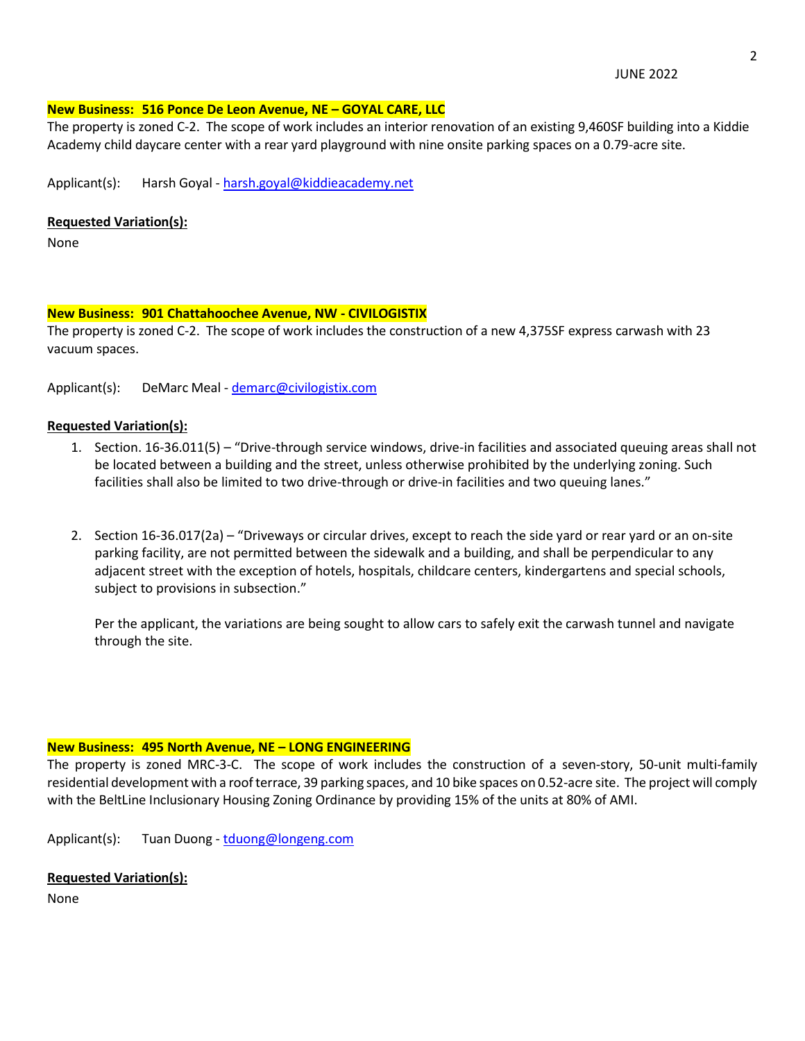JUNE 2022

**New Business: 516 Ponce De Leon Avenue, NE – GOYAL CARE, LLC**

The property is zoned C-2. The scope of work includes an interior renovation of an existing 9,460SF building into a Kiddie Academy child daycare center with a rear yard playground with nine onsite parking spaces on a 0.79-acre site.

Applicant(s): Harsh Goyal - harsh.goyal@kiddieacademy.net

**Requested Variation(s):**

None

**New Business: 901 Chattahoochee Avenue, NW - CIVILOGISTIX**

The property is zoned C-2. The scope of work includes the construction of a new 4,375SF express carwash with 23 vacuum spaces.

Applicant(s): DeMarc Meal - demarc@civilogistix.com

**Requested Variation(s):**

1. Section. 16-36.011(5) – "Drive-through service windows, drive-in facilities and associated queuing areas shall not be located between a building and the street, unless otherwise prohibited by the underlying zoning. Such facilities shall also be limited to two drive-through or drive-in facilities and two queuing lanes."

2. Section 16-36.017(2a) – "Driveways or circular drives, except to reach the side yard or rear yard or an on-site parking facility, are not permitted between the sidewalk and a building, and shall be perpendicular to any adjacent street with the exception of hotels, hospitals, childcare centers, kindergartens and special schools, subject to provisions in subsection."

   Per the applicant, the variations are being sought to allow cars to safely exit the carwash tunnel and navigate through the site.

**New Business: 495 North Avenue, NE – LONG ENGINEERING**

The property is zoned MRC-3-C. The scope of work includes the construction of a seven-story, 50-unit multi-family residential development with a roof terrace, 39 parking spaces, and 10 bike spaces on 0.52-acre site. The project will comply with the BeltLine Inclusionary Housing Zoning Ordinance by providing 15% of the units at 80% of AMI.

Applicant(s): Tuan Duong - tduong@longeng.com

**Requested Variation(s):**

None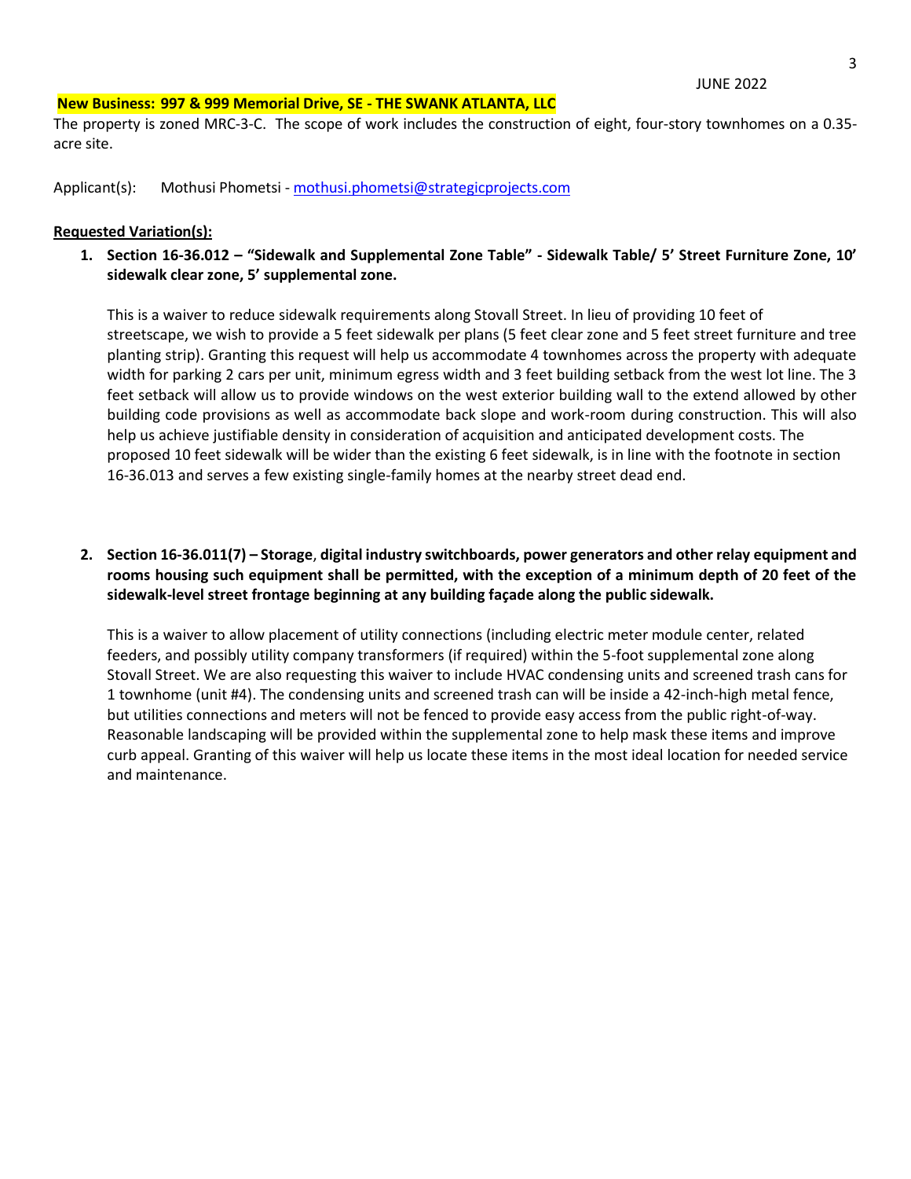JUNE 2022

**New Business: 997 & 999 Memorial Drive, SE - THE SWANK ATLANTA, LLC**

The property is zoned MRC-3-C. The scope of work includes the construction of eight, four-story townhomes on a 0.35-acre site.

Applicant(s): Mothusi Phometsi - [mothusi.phometsi@strategicprojects.com](mailto:mothusi.phometsi@strategicprojects.com)

**Requested Variation(s):**

1. **Section 16-36.012 – "Sidewalk and Supplemental Zone Table" - Sidewalk Table/ 5' Street Furniture Zone, 10' sidewalk clear zone, 5' supplemental zone.**

   This is a waiver to reduce sidewalk requirements along Stovall Street. In lieu of providing 10 feet of streetscape, we wish to provide a 5 feet sidewalk per plans (5 feet clear zone and 5 feet street furniture and tree planting strip). Granting this request will help us accommodate 4 townhomes across the property with adequate width for parking 2 cars per unit, minimum egress width and 3 feet building setback from the west lot line. The 3 feet setback will allow us to provide windows on the west exterior building wall to the extend allowed by other building code provisions as well as accommodate back slope and work-room during construction. This will also help us achieve justifiable density in consideration of acquisition and anticipated development costs. The proposed 10 feet sidewalk will be wider than the existing 6 feet sidewalk, is in line with the footnote in section 16-36.013 and serves a few existing single-family homes at the nearby street dead end.

2. **Section 16-36.011(7) – Storage, digital industry switchboards, power generators and other relay equipment and rooms housing such equipment shall be permitted, with the exception of a minimum depth of 20 feet of the sidewalk-level street frontage beginning at any building façade along the public sidewalk.**

   This is a waiver to allow placement of utility connections (including electric meter module center, related feeders, and possibly utility company transformers (if required) within the 5-foot supplemental zone along Stovall Street. We are also requesting this waiver to include HVAC condensing units and screened trash cans for 1 townhome (unit #4). The condensing units and screened trash can will be inside a 42-inch-high metal fence, but utilities connections and meters will not be fenced to provide easy access from the public right-of-way. Reasonable landscaping will be provided within the supplemental zone to help mask these items and improve curb appeal. Granting of this waiver will help us locate these items in the most ideal location for needed service and maintenance.